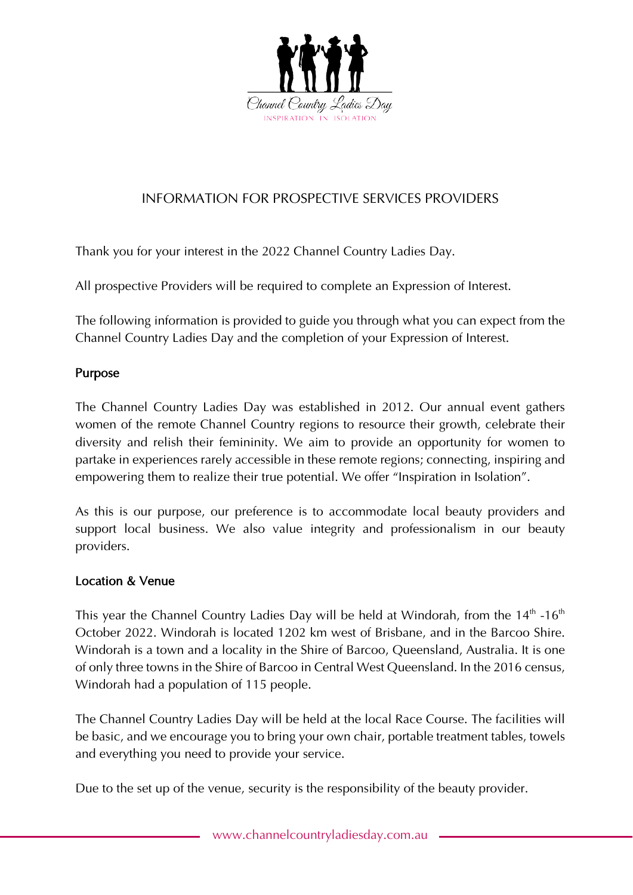Channel Country Ladies Day

INSPIRATION IN ISOLATION

# INFORMATION FOR PROSPECTIVE SERVICES PROVIDERS

Thank you for your interest in the 2022 Channel Country Ladies Day.

All prospective Providers will be required to complete an Expression of Interest.

The following information is provided to guide you through what you can expect from the Channel Country Ladies Day and the completion of your Expression of Interest.

## Purpose

The Channel Country Ladies Day was established in 2012. Our annual event gathers women of the remote Channel Country regions to resource their growth, celebrate their diversity and relish their femininity. We aim to provide an opportunity for women to partake in experiences rarely accessible in these remote regions; connecting, inspiring and empowering them to realize their true potential. We offer "Inspiration in Isolation".

As this is our purpose, our preference is to accommodate local beauty providers and support local business. We also value integrity and professionalism in our beauty providers.

## Location & Venue

This year the Channel Country Ladies Day will be held at Windorah, from the 14th -16th October 2022. Windorah is located 1202 km west of Brisbane, and in the Barcoo Shire. Windorah is a town and a locality in the Shire of Barcoo, Queensland, Australia. It is one of only three towns in the Shire of Barcoo in Central West Queensland. In the 2016 census, Windorah had a population of 115 people.

The Channel Country Ladies Day will be held at the local Race Course. The facilities will be basic, and we encourage you to bring your own chair, portable treatment tables, towels and everything you need to provide your service.

Due to the set up of the venue, security is the responsibility of the beauty provider.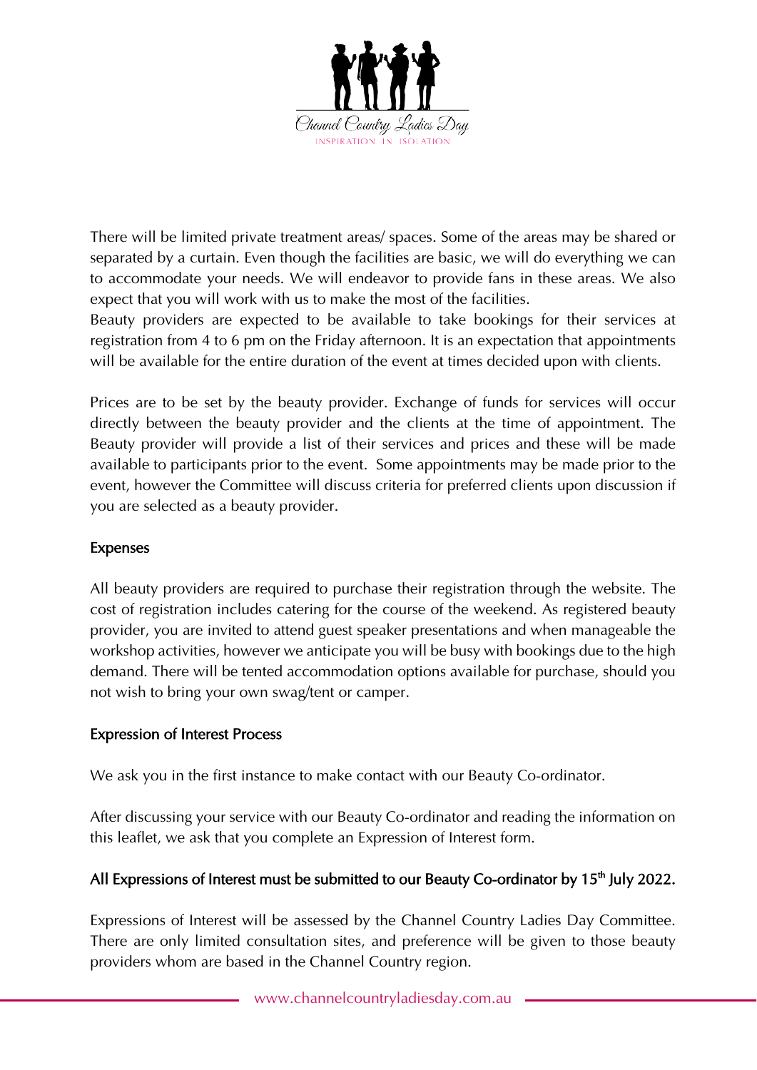There will be limited private treatment areas/ spaces. Some of the areas may be shared or separated by a curtain. Even though the facilities are basic, we will do everything we can to accommodate your needs. We will endeavor to provide fans in these areas. We also expect that you will work with us to make the most of the facilities.
Beauty providers are expected to be available to take bookings for their services at registration from 4 to 6 pm on the Friday afternoon. It is an expectation that appointments will be available for the entire duration of the event at times decided upon with clients.

Prices are to be set by the beauty provider. Exchange of funds for services will occur directly between the beauty provider and the clients at the time of appointment. The Beauty provider will provide a list of their services and prices and these will be made available to participants prior to the event. Some appointments may be made prior to the event, however the Committee will discuss criteria for preferred clients upon discussion if you are selected as a beauty provider.

### Expenses

All beauty providers are required to purchase their registration through the website. The cost of registration includes catering for the course of the weekend. As registered beauty provider, you are invited to attend guest speaker presentations and when manageable the workshop activities, however we anticipate you will be busy with bookings due to the high demand. There will be tented accommodation options available for purchase, should you not wish to bring your own swag/tent or camper.

### Expression of Interest Process

We ask you in the first instance to make contact with our Beauty Co-ordinator.

After discussing your service with our Beauty Co-ordinator and reading the information on this leaflet, we ask that you complete an Expression of Interest form.

**All Expressions of Interest must be submitted to our Beauty Co-ordinator by 15th July 2022.**

Expressions of Interest will be assessed by the Channel Country Ladies Day Committee. There are only limited consultation sites, and preference will be given to those beauty providers whom are based in the Channel Country region.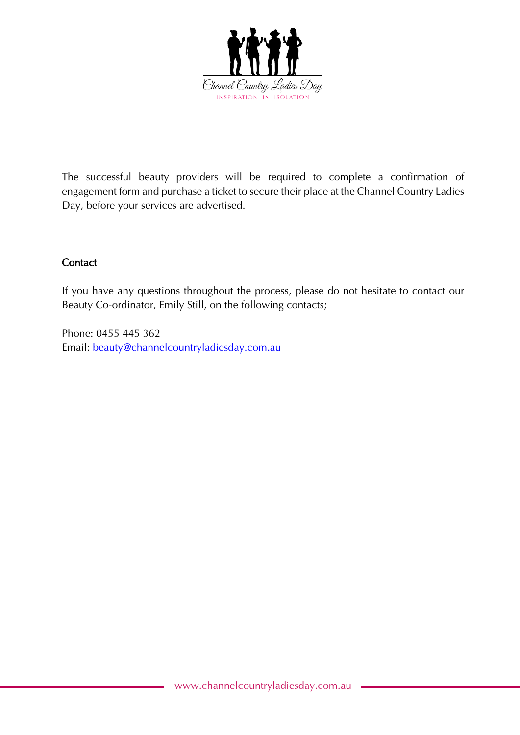The successful beauty providers will be required to complete a confirmation of engagement form and purchase a ticket to secure their place at the Channel Country Ladies Day, before your services are advertised.

## Contact

If you have any questions throughout the process, please do not hesitate to contact our Beauty Co-ordinator, Emily Still, on the following contacts;

Phone: 0455 445 362
Email: [beauty@channelcountryladiesday.com.au](mailto:beauty@channelcountryladiesday.com.au)